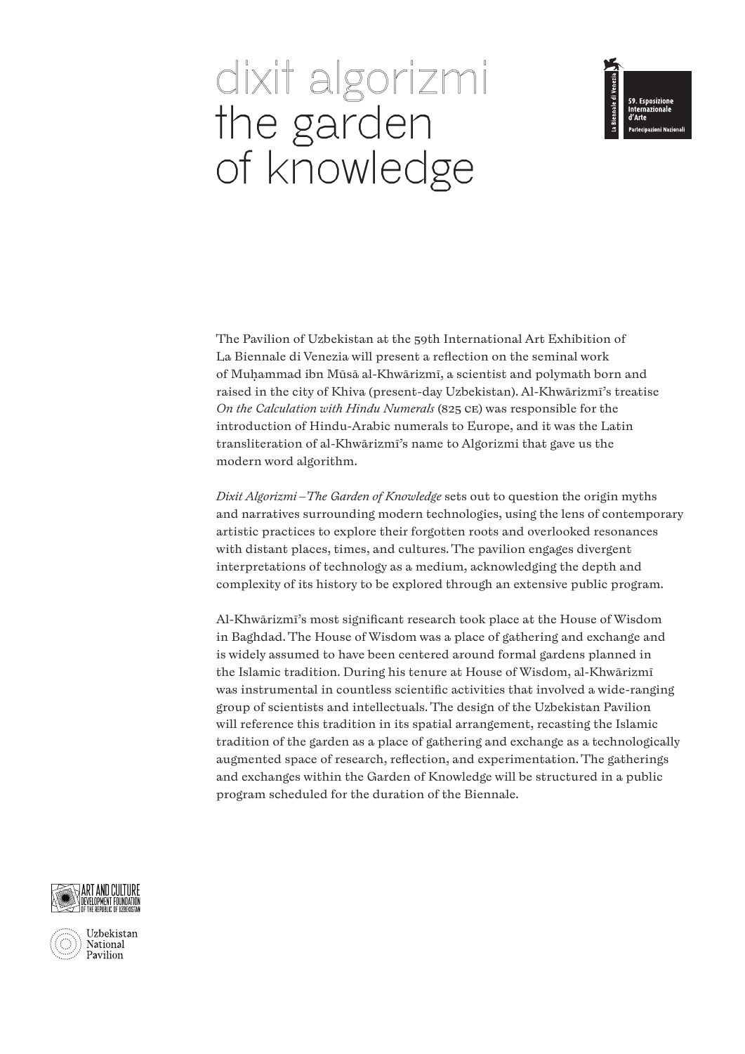# dixit algorizmi
# the garden of knowledge

La Biennale di Venezia
59. Esposizione Internazionale d'Arte
Partecipazioni Nazionali

The Pavilion of Uzbekistan at the 59th International Art Exhibition of La Biennale di Venezia will present a reflection on the seminal work of Muḥammad ibn Mūsā al-Khwārizmī, a scientist and polymath born and raised in the city of Khiva (present-day Uzbekistan). Al-Khwārizmī's treatise *On the Calculation with Hindu Numerals* (825 CE) was responsible for the introduction of Hindu-Arabic numerals to Europe, and it was the Latin transliteration of al-Khwārizmī's name to Algorizmi that gave us the modern word algorithm.

*Dixit Algorizmi – The Garden of Knowledge* sets out to question the origin myths and narratives surrounding modern technologies, using the lens of contemporary artistic practices to explore their forgotten roots and overlooked resonances with distant places, times, and cultures. The pavilion engages divergent interpretations of technology as a medium, acknowledging the depth and complexity of its history to be explored through an extensive public program.

Al-Khwārizmī's most significant research took place at the House of Wisdom in Baghdad. The House of Wisdom was a place of gathering and exchange and is widely assumed to have been centered around formal gardens planned in the Islamic tradition. During his tenure at House of Wisdom, al-Khwārizmī was instrumental in countless scientific activities that involved a wide-ranging group of scientists and intellectuals. The design of the Uzbekistan Pavilion will reference this tradition in its spatial arrangement, recasting the Islamic tradition of the garden as a place of gathering and exchange as a technologically augmented space of research, reflection, and experimentation. The gatherings and exchanges within the Garden of Knowledge will be structured in a public program scheduled for the duration of the Biennale.

Art and Culture Development Foundation of the Republic of Uzbekistan

Uzbekistan National Pavilion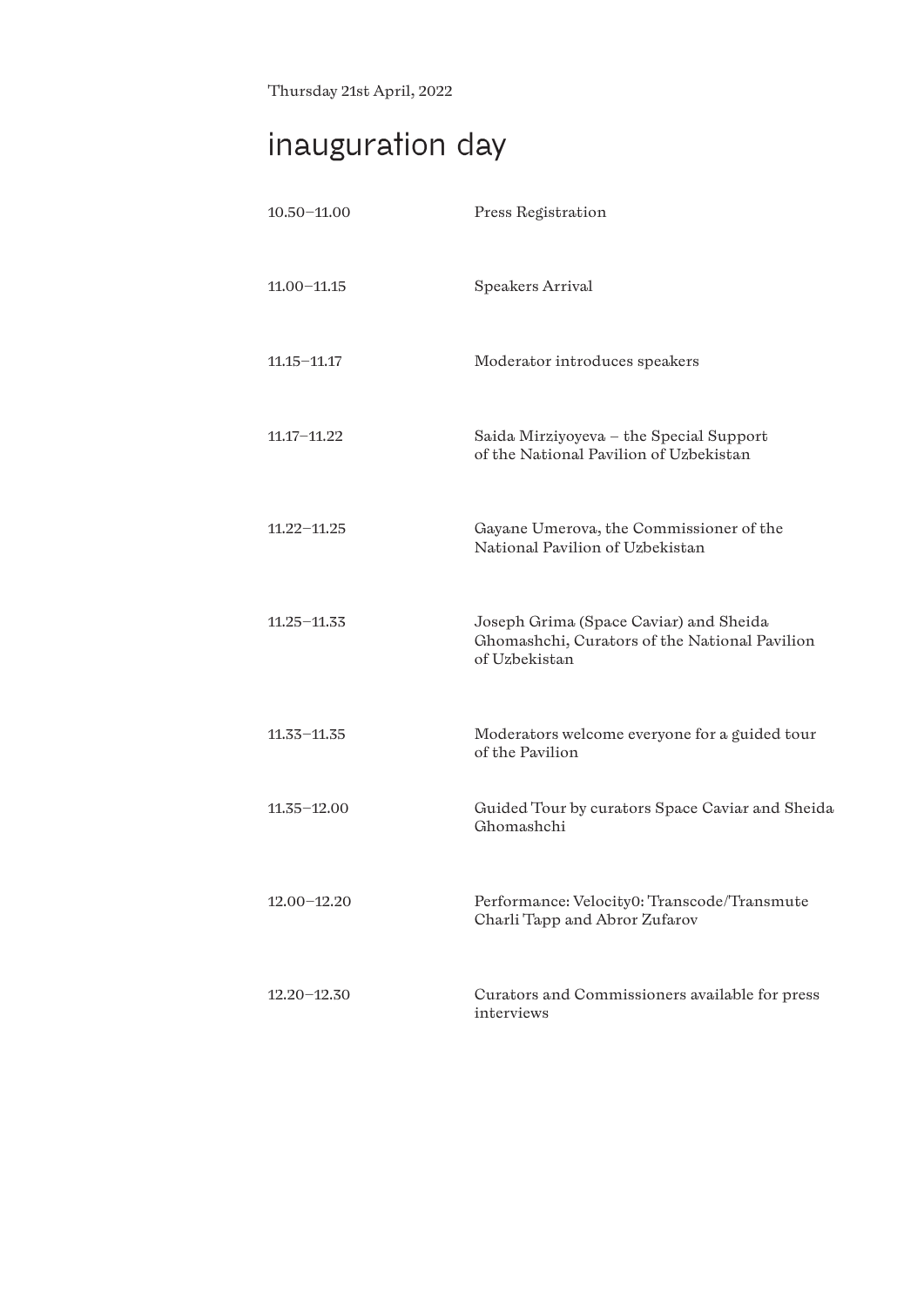Thursday 21st April, 2022

# inauguration day

| | |
|---|---|
| 10.50–11.00 | Press Registration |
| 11.00–11.15 | Speakers Arrival |
| 11.15–11.17 | Moderator introduces speakers |
| 11.17–11.22 | Saida Mirziyoyeva – the Special Support of the National Pavilion of Uzbekistan |
| 11.22–11.25 | Gayane Umerova, the Commissioner of the National Pavilion of Uzbekistan |
| 11.25–11.33 | Joseph Grima (Space Caviar) and Sheida Ghomashchi, Curators of the National Pavilion of Uzbekistan |
| 11.33–11.35 | Moderators welcome everyone for a guided tour of the Pavilion |
| 11.35–12.00 | Guided Tour by curators Space Caviar and Sheida Ghomashchi |
| 12.00–12.20 | Performance: Velocity0: Transcode/Transmute Charli Tapp and Abror Zufarov |
| 12.20–12.30 | Curators and Commissioners available for press interviews |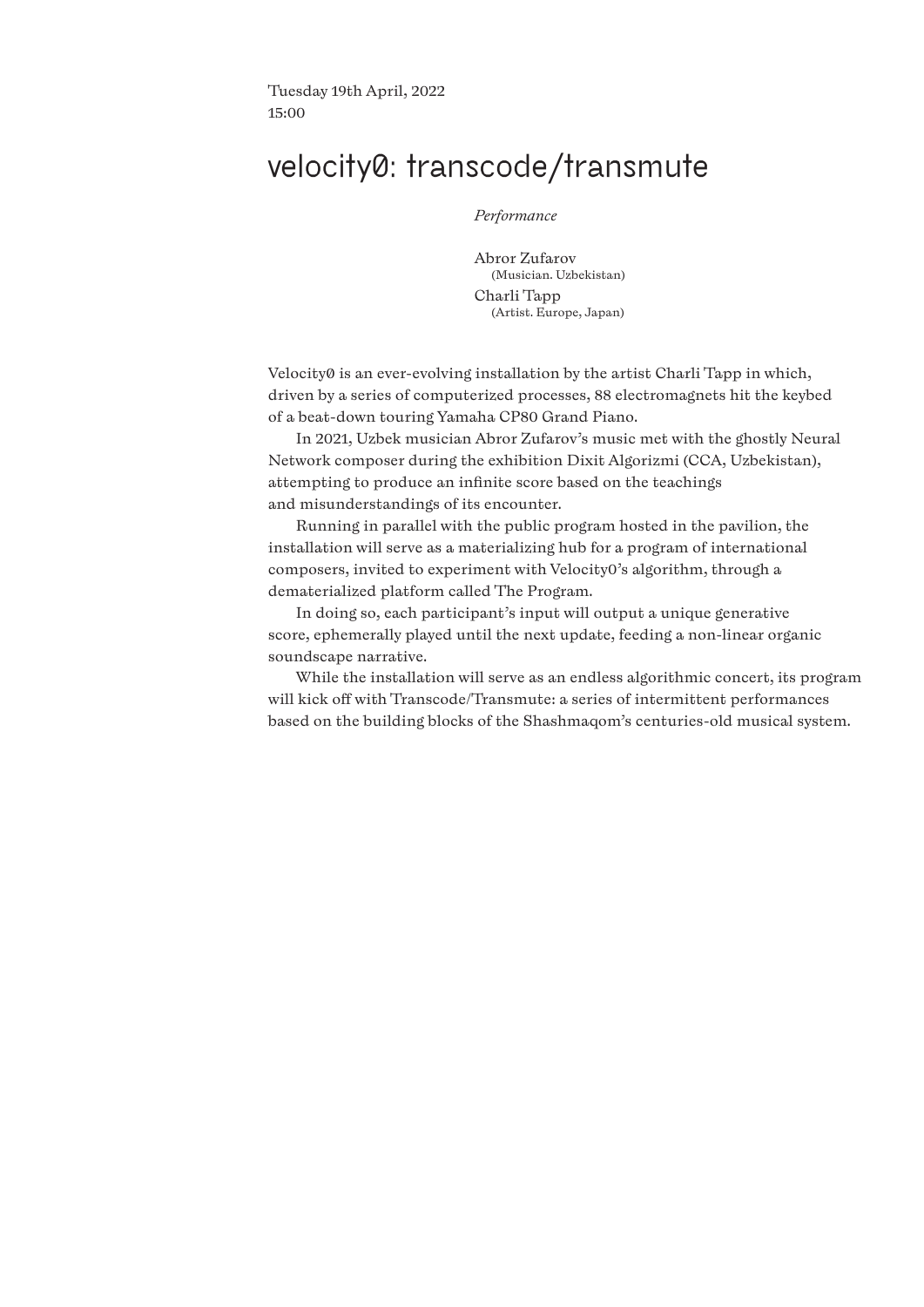Tuesday 19th April, 2022
15:00

# velocity0: transcode/transmute

*Performance*

Abror Zufarov
(Musician. Uzbekistan)
Charli Tapp
(Artist. Europe, Japan)

Velocity0 is an ever-evolving installation by the artist Charli Tapp in which, driven by a series of computerized processes, 88 electromagnets hit the keybed of a beat-down touring Yamaha CP80 Grand Piano.

In 2021, Uzbek musician Abror Zufarov's music met with the ghostly Neural Network composer during the exhibition Dixit Algorizmi (CCA, Uzbekistan), attempting to produce an infinite score based on the teachings and misunderstandings of its encounter.

Running in parallel with the public program hosted in the pavilion, the installation will serve as a materializing hub for a program of international composers, invited to experiment with Velocity0's algorithm, through a dematerialized platform called The Program.

In doing so, each participant's input will output a unique generative score, ephemerally played until the next update, feeding a non-linear organic soundscape narrative.

While the installation will serve as an endless algorithmic concert, its program will kick off with Transcode/Transmute: a series of intermittent performances based on the building blocks of the Shashmaqom's centuries-old musical system.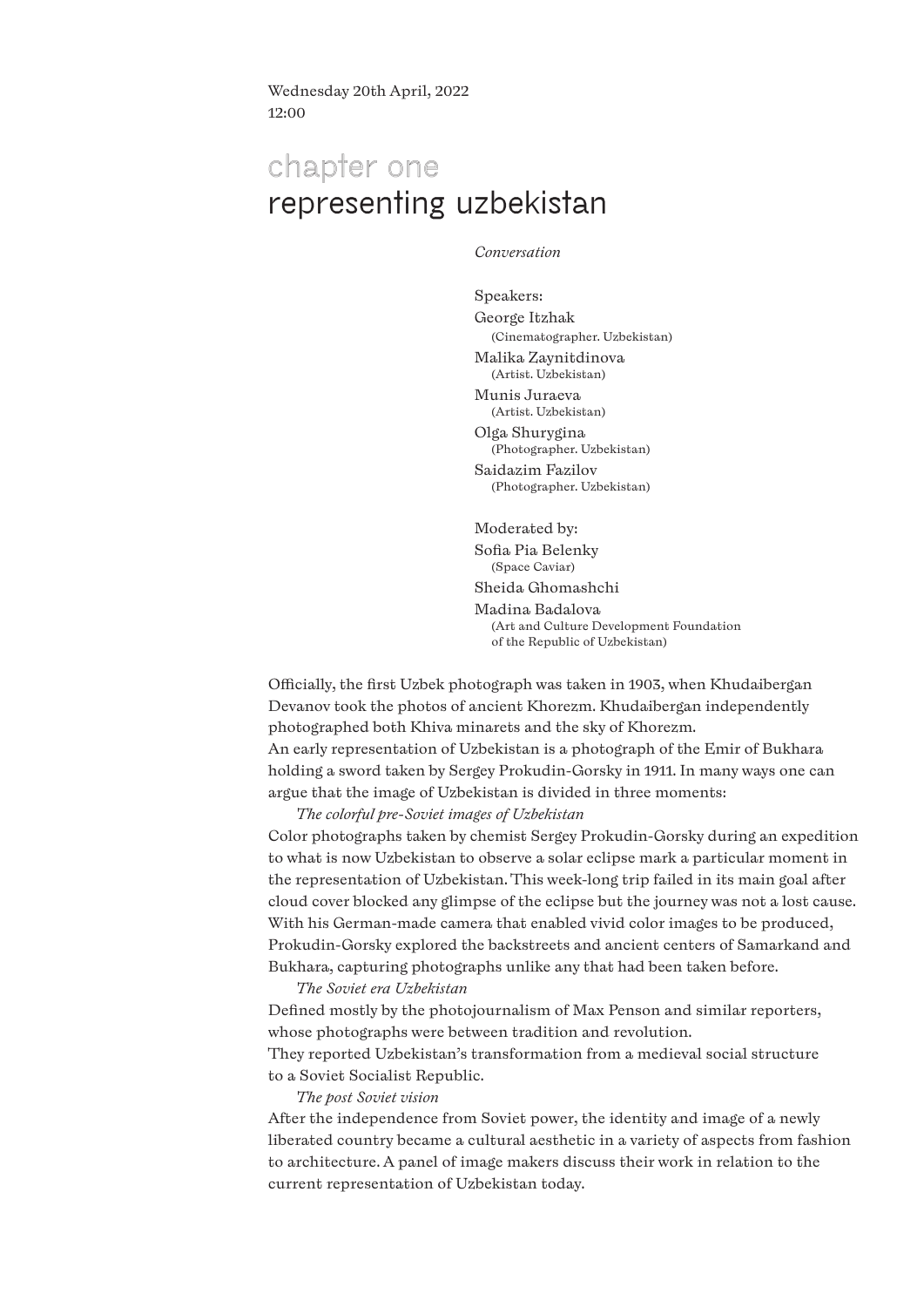Wednesday 20th April, 2022
12:00

# chapter one
# representing uzbekistan

*Conversation*

Speakers:
George Itzhak
(Cinematographer. Uzbekistan)
Malika Zaynitdinova
(Artist. Uzbekistan)
Munis Juraeva
(Artist. Uzbekistan)
Olga Shurygina
(Photographer. Uzbekistan)
Saidazim Fazilov
(Photographer. Uzbekistan)

Moderated by:
Sofia Pia Belenky
(Space Caviar)
Sheida Ghomashchi
Madina Badalova
(Art and Culture Development Foundation of the Republic of Uzbekistan)

Officially, the first Uzbek photograph was taken in 1903, when Khudaibergan Devanov took the photos of ancient Khorezm. Khudaibergan independently photographed both Khiva minarets and the sky of Khorezm.
An early representation of Uzbekistan is a photograph of the Emir of Bukhara holding a sword taken by Sergey Prokudin-Gorsky in 1911. In many ways one can argue that the image of Uzbekistan is divided in three moments:

*The colorful pre-Soviet images of Uzbekistan*

Color photographs taken by chemist Sergey Prokudin-Gorsky during an expedition to what is now Uzbekistan to observe a solar eclipse mark a particular moment in the representation of Uzbekistan. This week-long trip failed in its main goal after cloud cover blocked any glimpse of the eclipse but the journey was not a lost cause. With his German-made camera that enabled vivid color images to be produced, Prokudin-Gorsky explored the backstreets and ancient centers of Samarkand and Bukhara, capturing photographs unlike any that had been taken before.

*The Soviet era Uzbekistan*

Defined mostly by the photojournalism of Max Penson and similar reporters, whose photographs were between tradition and revolution.
They reported Uzbekistan's transformation from a medieval social structure to a Soviet Socialist Republic.

*The post Soviet vision*

After the independence from Soviet power, the identity and image of a newly liberated country became a cultural aesthetic in a variety of aspects from fashion to architecture. A panel of image makers discuss their work in relation to the current representation of Uzbekistan today.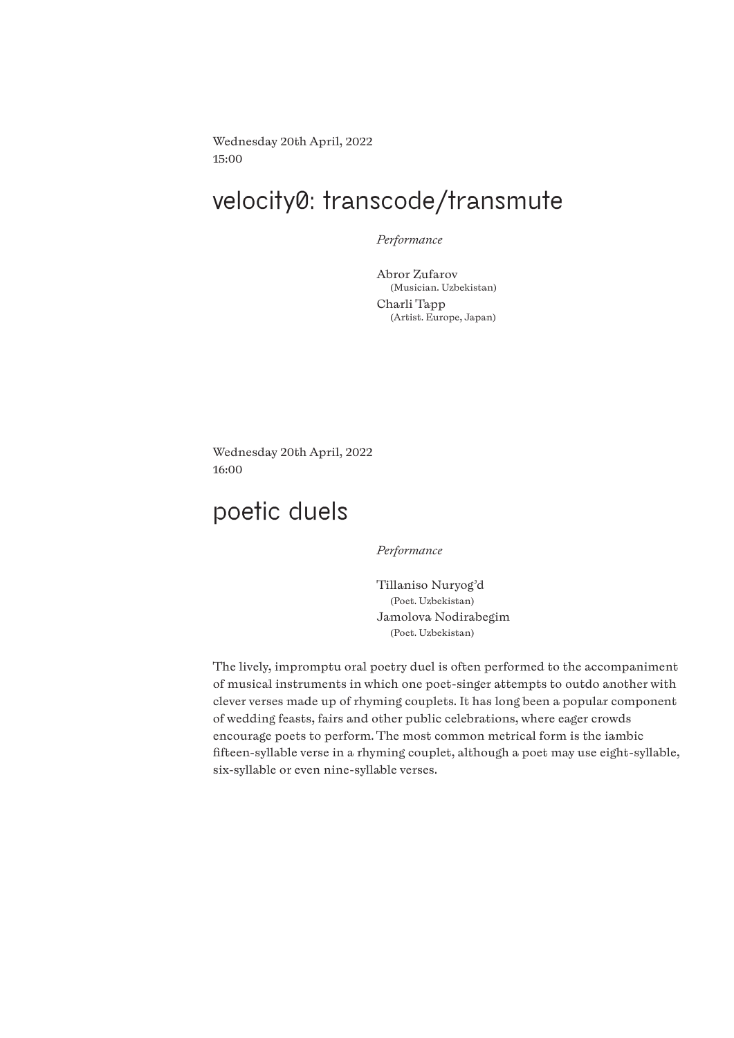Wednesday 20th April, 2022
15:00

# velocity0: transcode/transmute

*Performance*

Abror Zufarov
(Musician. Uzbekistan)
Charli Tapp
(Artist. Europe, Japan)

Wednesday 20th April, 2022
16:00

# poetic duels

*Performance*

Tillaniso Nuryog'd
(Poet. Uzbekistan)
Jamolova Nodirabegim
(Poet. Uzbekistan)

The lively, impromptu oral poetry duel is often performed to the accompaniment of musical instruments in which one poet-singer attempts to outdo another with clever verses made up of rhyming couplets. It has long been a popular component of wedding feasts, fairs and other public celebrations, where eager crowds encourage poets to perform. The most common metrical form is the iambic fifteen-syllable verse in a rhyming couplet, although a poet may use eight-syllable, six-syllable or even nine-syllable verses.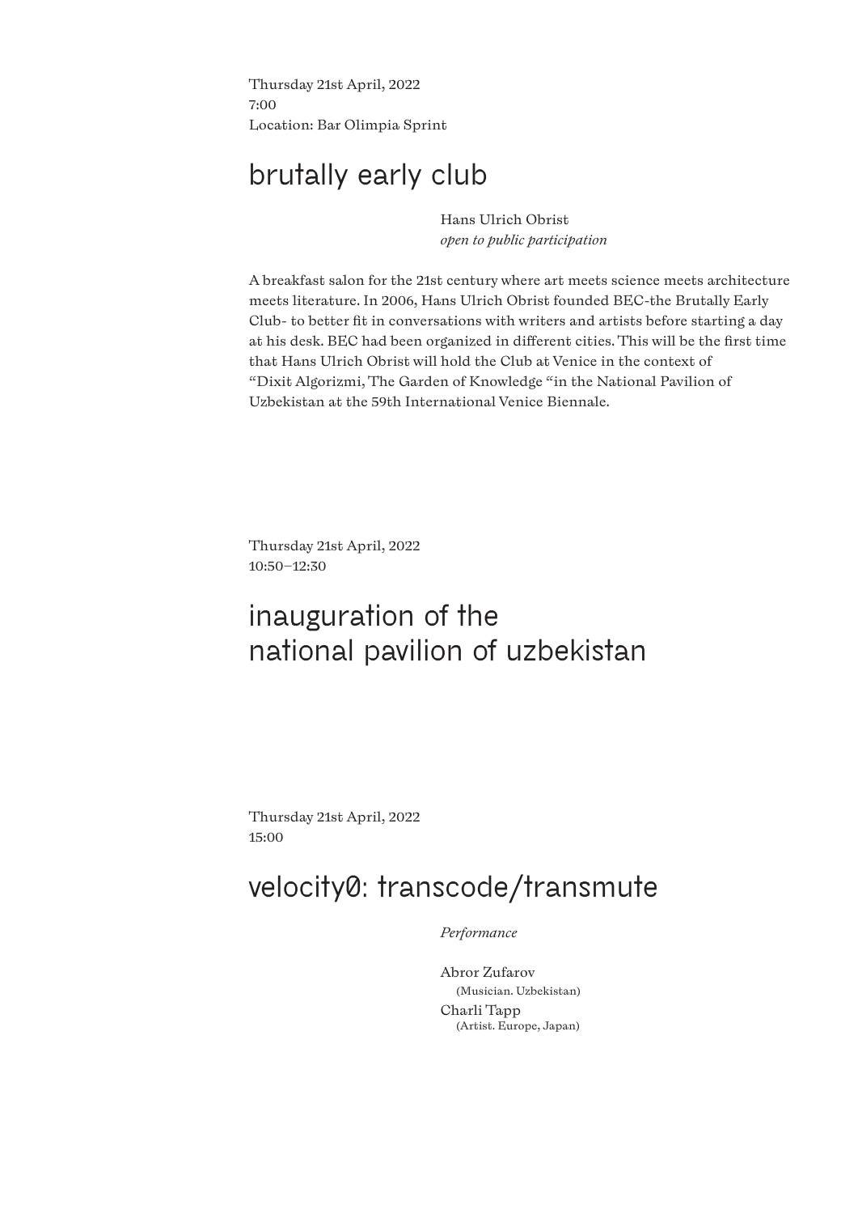Thursday 21st April, 2022
7:00
Location: Bar Olimpia Sprint

## brutally early club

Hans Ulrich Obrist
*open to public participation*

A breakfast salon for the 21st century where art meets science meets architecture meets literature. In 2006, Hans Ulrich Obrist founded BEC-the Brutally Early Club- to better fit in conversations with writers and artists before starting a day at his desk. BEC had been organized in different cities. This will be the first time that Hans Ulrich Obrist will hold the Club at Venice in the context of "Dixit Algorizmi, The Garden of Knowledge "in the National Pavilion of Uzbekistan at the 59th International Venice Biennale.

Thursday 21st April, 2022
10:50–12:30

## inauguration of the national pavilion of uzbekistan

Thursday 21st April, 2022
15:00

## velocity0: transcode/transmute

*Performance*

Abror Zufarov
(Musician. Uzbekistan)
Charli Tapp
(Artist. Europe, Japan)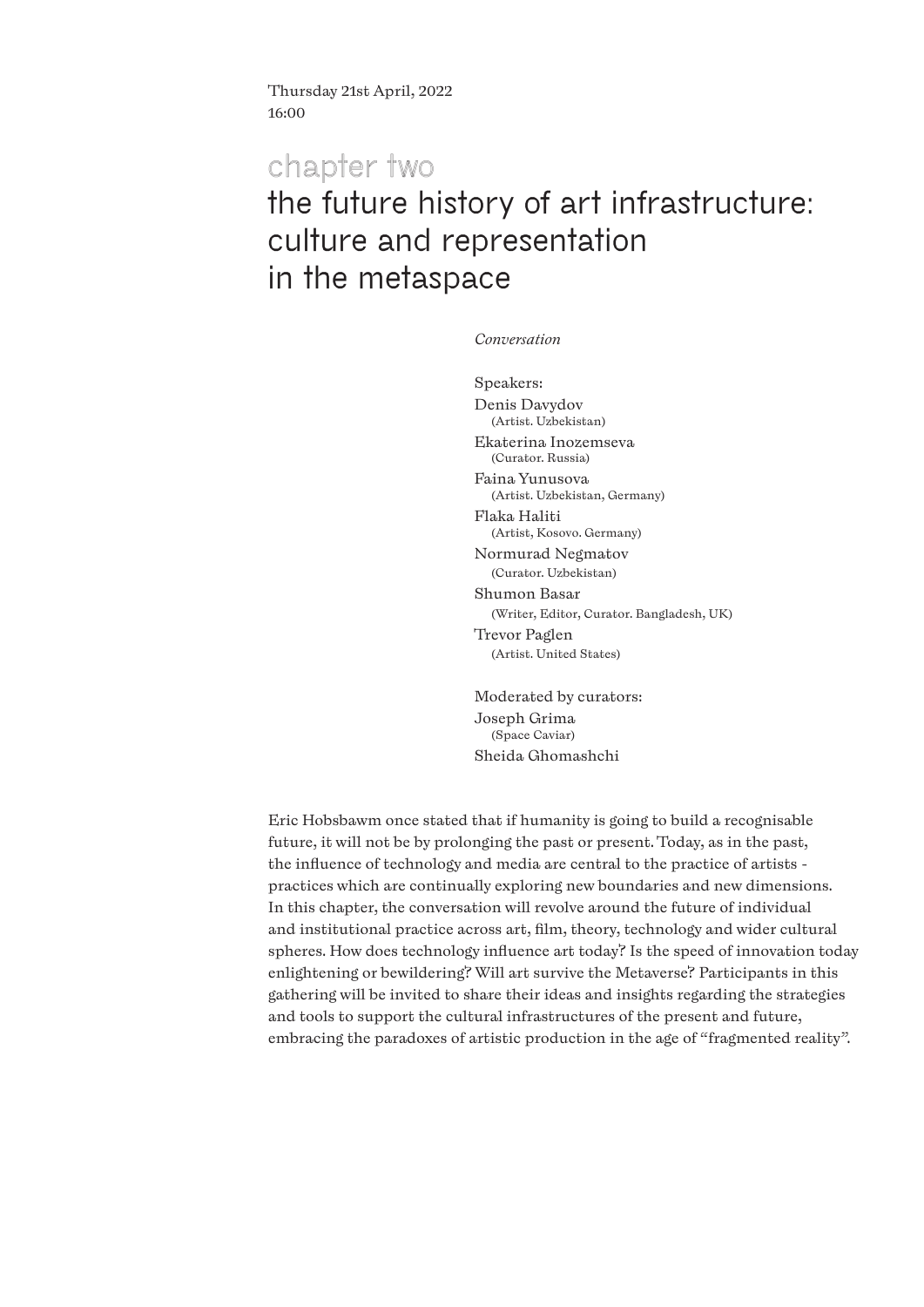Thursday 21st April, 2022
16:00

## chapter two

# the future history of art infrastructure: culture and representation in the metaspace

*Conversation*

Speakers:

Denis Davydov
(Artist. Uzbekistan)

Ekaterina Inozemseva
(Curator. Russia)

Faina Yunusova
(Artist. Uzbekistan, Germany)

Flaka Haliti
(Artist, Kosovo. Germany)

Normurad Negmatov
(Curator. Uzbekistan)

Shumon Basar
(Writer, Editor, Curator. Bangladesh, UK)

Trevor Paglen
(Artist. United States)

Moderated by curators:

Joseph Grima
(Space Caviar)

Sheida Ghomashchi

Eric Hobsbawm once stated that if humanity is going to build a recognisable future, it will not be by prolonging the past or present. Today, as in the past, the influence of technology and media are central to the practice of artists - practices which are continually exploring new boundaries and new dimensions. In this chapter, the conversation will revolve around the future of individual and institutional practice across art, film, theory, technology and wider cultural spheres. How does technology influence art today? Is the speed of innovation today enlightening or bewildering? Will art survive the Metaverse? Participants in this gathering will be invited to share their ideas and insights regarding the strategies and tools to support the cultural infrastructures of the present and future, embracing the paradoxes of artistic production in the age of "fragmented reality".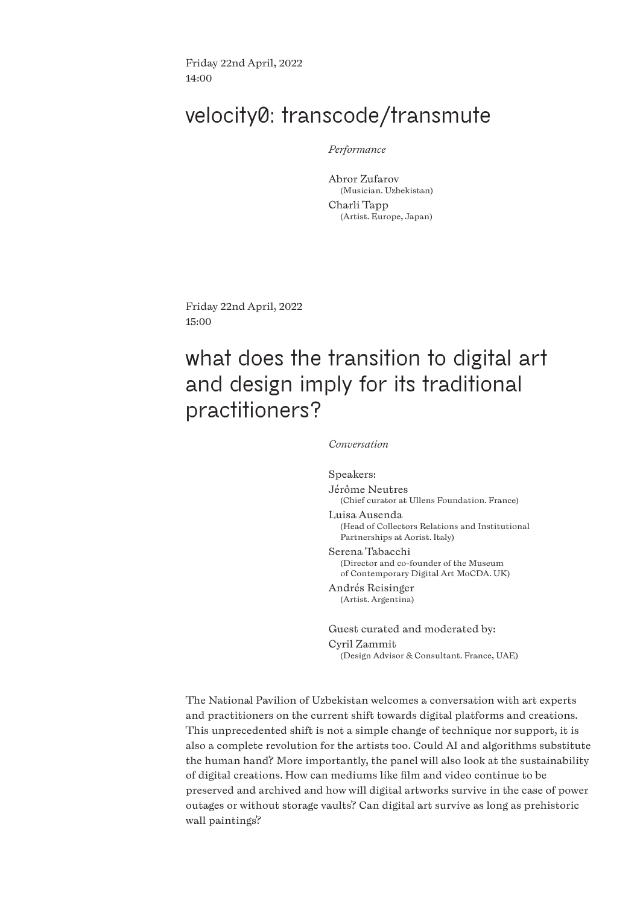Friday 22nd April, 2022
14:00

## velocity0: transcode/transmute

*Performance*

Abror Zufarov
(Musician. Uzbekistan)

Charli Tapp
(Artist. Europe, Japan)

Friday 22nd April, 2022
15:00

## what does the transition to digital art and design imply for its traditional practitioners?

*Conversation*

Speakers:

Jérôme Neutres
(Chief curator at Ullens Foundation. France)

Luisa Ausenda
(Head of Collectors Relations and Institutional Partnerships at Aorist. Italy)

Serena Tabacchi
(Director and co-founder of the Museum of Contemporary Digital Art MoCDA. UK)

Andrés Reisinger
(Artist. Argentina)

Guest curated and moderated by:

Cyril Zammit
(Design Advisor & Consultant. France, UAE)

The National Pavilion of Uzbekistan welcomes a conversation with art experts and practitioners on the current shift towards digital platforms and creations. This unprecedented shift is not a simple change of technique nor support, it is also a complete revolution for the artists too. Could AI and algorithms substitute the human hand? More importantly, the panel will also look at the sustainability of digital creations. How can mediums like film and video continue to be preserved and archived and how will digital artworks survive in the case of power outages or without storage vaults? Can digital art survive as long as prehistoric wall paintings?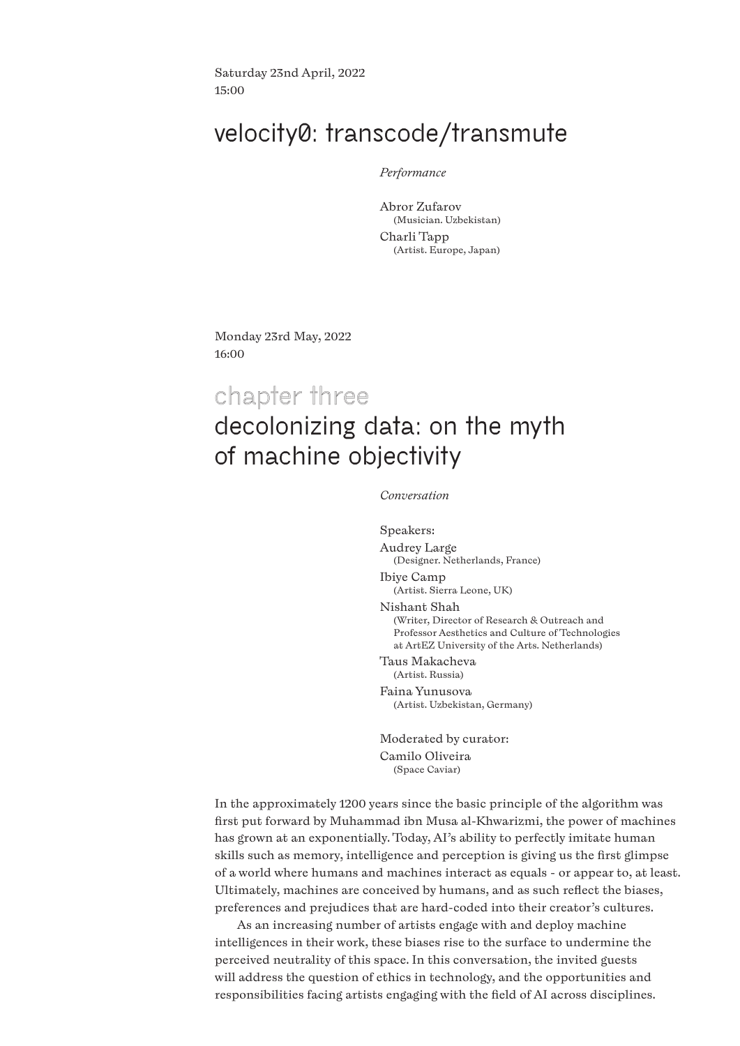Saturday 23nd April, 2022
15:00

## velocity0: transcode/transmute

*Performance*

Abror Zufarov
(Musician. Uzbekistan)

Charli Tapp
(Artist. Europe, Japan)

Monday 23rd May, 2022
16:00

## chapter three

## decolonizing data: on the myth of machine objectivity

*Conversation*

Speakers:

Audrey Large
(Designer. Netherlands, France)

Ibiye Camp
(Artist. Sierra Leone, UK)

Nishant Shah
(Writer, Director of Research & Outreach and Professor Aesthetics and Culture of Technologies at ArtEZ University of the Arts. Netherlands)

Taus Makacheva
(Artist. Russia)

Faina Yunusova
(Artist. Uzbekistan, Germany)

Moderated by curator:

Camilo Oliveira
(Space Caviar)

In the approximately 1200 years since the basic principle of the algorithm was first put forward by Muhammad ibn Musa al-Khwarizmi, the power of machines has grown at an exponentially. Today, AI's ability to perfectly imitate human skills such as memory, intelligence and perception is giving us the first glimpse of a world where humans and machines interact as equals - or appear to, at least. Ultimately, machines are conceived by humans, and as such reflect the biases, preferences and prejudices that are hard-coded into their creator's cultures.

As an increasing number of artists engage with and deploy machine intelligences in their work, these biases rise to the surface to undermine the perceived neutrality of this space. In this conversation, the invited guests will address the question of ethics in technology, and the opportunities and responsibilities facing artists engaging with the field of AI across disciplines.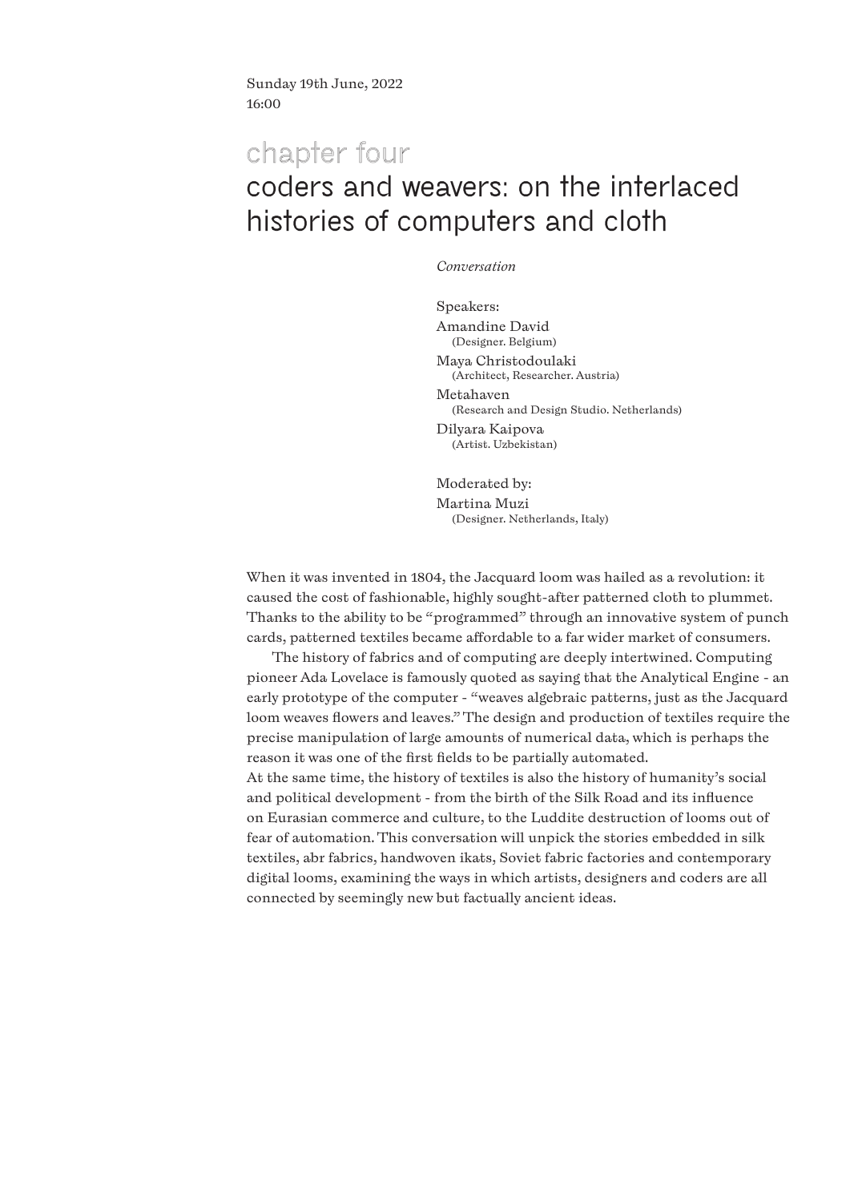Sunday 19th June, 2022
16:00

## chapter four

# coders and weavers: on the interlaced histories of computers and cloth

*Conversation*

Speakers:

Amandine David
(Designer. Belgium)

Maya Christodoulaki
(Architect, Researcher. Austria)

Metahaven
(Research and Design Studio. Netherlands)

Dilyara Kaipova
(Artist. Uzbekistan)

Moderated by:

Martina Muzi
(Designer. Netherlands, Italy)

When it was invented in 1804, the Jacquard loom was hailed as a revolution: it caused the cost of fashionable, highly sought-after patterned cloth to plummet. Thanks to the ability to be "programmed" through an innovative system of punch cards, patterned textiles became affordable to a far wider market of consumers.

The history of fabrics and of computing are deeply intertwined. Computing pioneer Ada Lovelace is famously quoted as saying that the Analytical Engine - an early prototype of the computer - "weaves algebraic patterns, just as the Jacquard loom weaves flowers and leaves." The design and production of textiles require the precise manipulation of large amounts of numerical data, which is perhaps the reason it was one of the first fields to be partially automated.
At the same time, the history of textiles is also the history of humanity's social and political development - from the birth of the Silk Road and its influence on Eurasian commerce and culture, to the Luddite destruction of looms out of fear of automation. This conversation will unpick the stories embedded in silk textiles, abr fabrics, handwoven ikats, Soviet fabric factories and contemporary digital looms, examining the ways in which artists, designers and coders are all connected by seemingly new but factually ancient ideas.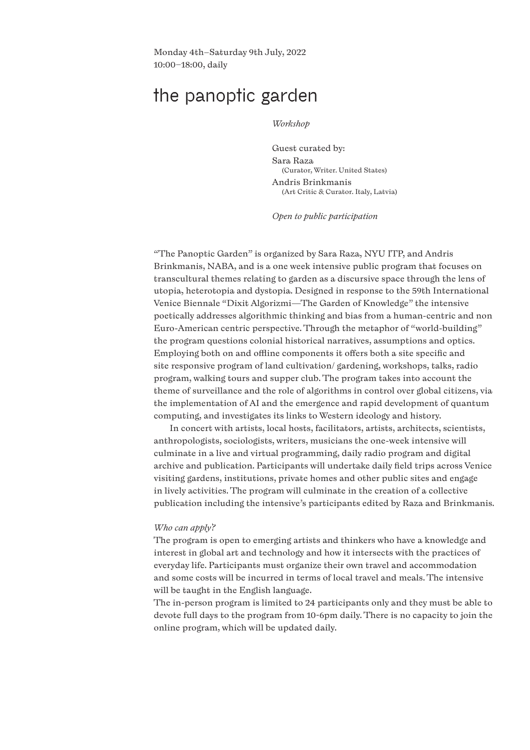Monday 4th–Saturday 9th July, 2022
10:00–18:00, daily

# the panoptic garden

*Workshop*

Guest curated by:
Sara Raza
(Curator, Writer. United States)
Andris Brinkmanis
(Art Critic & Curator. Italy, Latvia)

*Open to public participation*

"The Panoptic Garden" is organized by Sara Raza, NYU ITP, and Andris Brinkmanis, NABA, and is a one week intensive public program that focuses on transcultural themes relating to garden as a discursive space through the lens of utopia, heterotopia and dystopia. Designed in response to the 59th International Venice Biennale "Dixit Algorizmi—The Garden of Knowledge" the intensive poetically addresses algorithmic thinking and bias from a human-centric and non Euro-American centric perspective. Through the metaphor of "world-building" the program questions colonial historical narratives, assumptions and optics. Employing both on and offline components it offers both a site specific and site responsive program of land cultivation/ gardening, workshops, talks, radio program, walking tours and supper club. The program takes into account the theme of surveillance and the role of algorithms in control over global citizens, via the implementation of AI and the emergence and rapid development of quantum computing, and investigates its links to Western ideology and history.

In concert with artists, local hosts, facilitators, artists, architects, scientists, anthropologists, sociologists, writers, musicians the one-week intensive will culminate in a live and virtual programming, daily radio program and digital archive and publication. Participants will undertake daily field trips across Venice visiting gardens, institutions, private homes and other public sites and engage in lively activities. The program will culminate in the creation of a collective publication including the intensive's participants edited by Raza and Brinkmanis.

*Who can apply?*
The program is open to emerging artists and thinkers who have a knowledge and interest in global art and technology and how it intersects with the practices of everyday life. Participants must organize their own travel and accommodation and some costs will be incurred in terms of local travel and meals. The intensive will be taught in the English language.
The in-person program is limited to 24 participants only and they must be able to devote full days to the program from 10-6pm daily. There is no capacity to join the online program, which will be updated daily.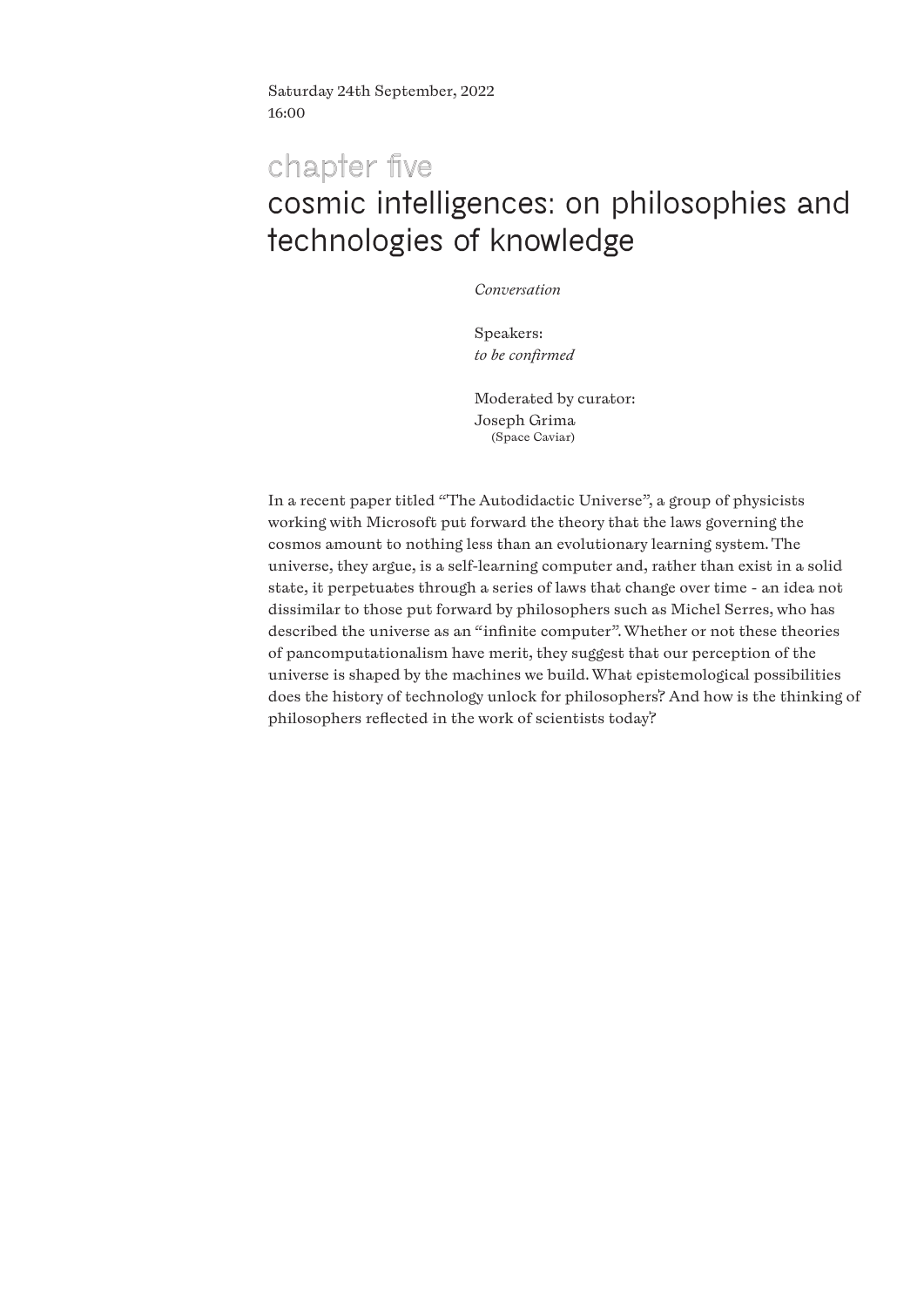Saturday 24th September, 2022
16:00

## chapter five

# cosmic intelligences: on philosophies and technologies of knowledge

*Conversation*

Speakers:
*to be confirmed*

Moderated by curator:
Joseph Grima
(Space Caviar)

In a recent paper titled "The Autodidactic Universe", a group of physicists working with Microsoft put forward the theory that the laws governing the cosmos amount to nothing less than an evolutionary learning system. The universe, they argue, is a self-learning computer and, rather than exist in a solid state, it perpetuates through a series of laws that change over time - an idea not dissimilar to those put forward by philosophers such as Michel Serres, who has described the universe as an "infinite computer". Whether or not these theories of pancomputationalism have merit, they suggest that our perception of the universe is shaped by the machines we build. What epistemological possibilities does the history of technology unlock for philosophers? And how is the thinking of philosophers reflected in the work of scientists today?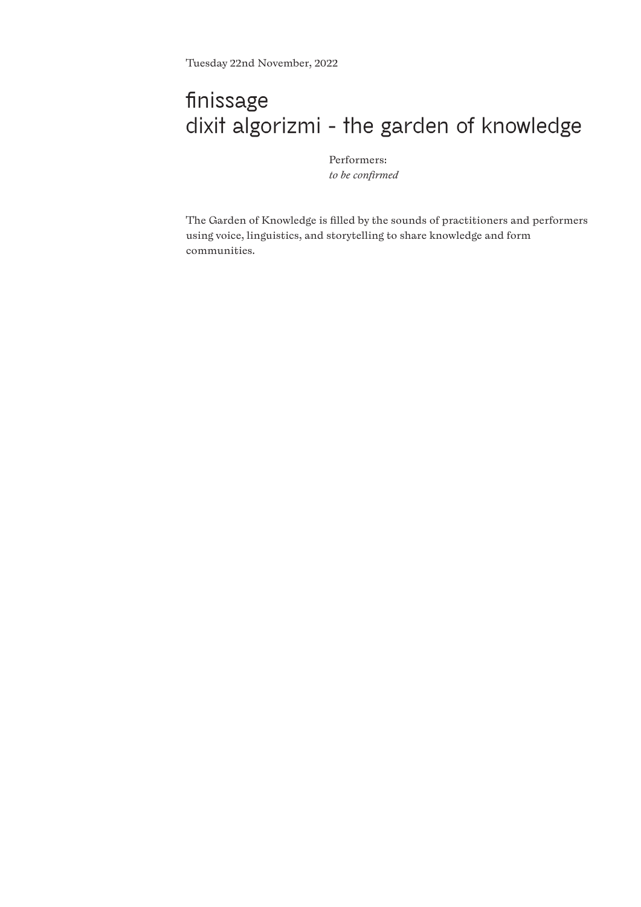Tuesday 22nd November, 2022

# finissage
# dixit algorizmi - the garden of knowledge

Performers:
*to be confirmed*

The Garden of Knowledge is filled by the sounds of practitioners and performers using voice, linguistics, and storytelling to share knowledge and form communities.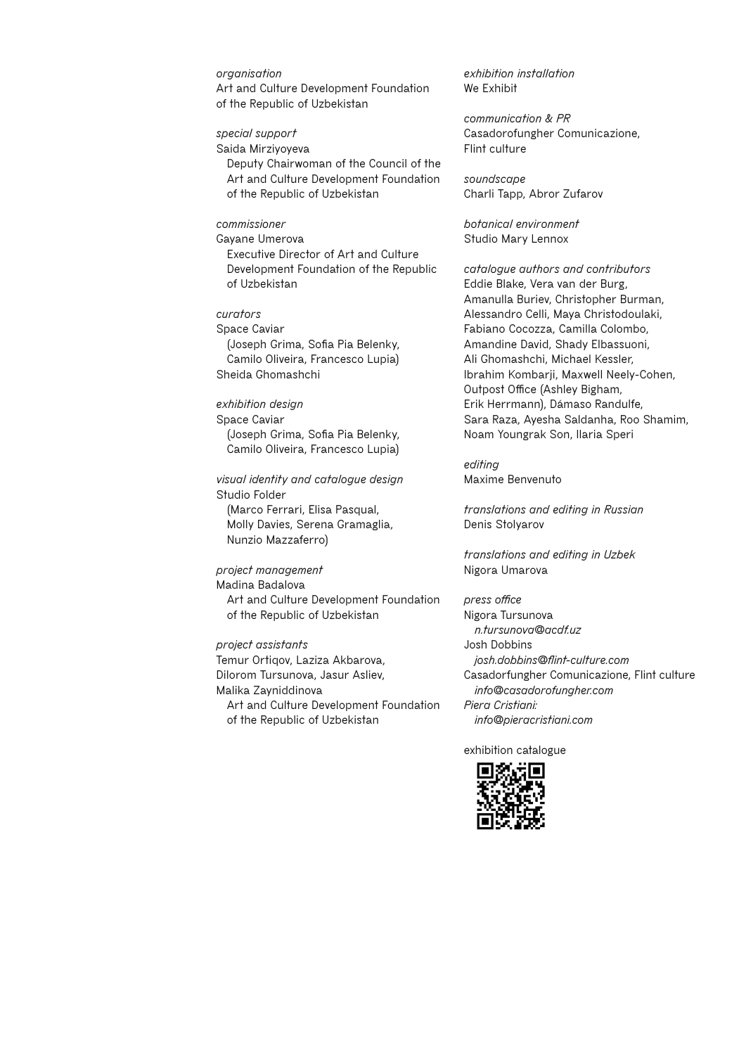*organisation*
Art and Culture Development Foundation of the Republic of Uzbekistan

*special support*
Saida Mirziyoyeva
Deputy Chairwoman of the Council of the Art and Culture Development Foundation of the Republic of Uzbekistan

*commissioner*
Gayane Umerova
Executive Director of Art and Culture Development Foundation of the Republic of Uzbekistan

*curators*
Space Caviar
(Joseph Grima, Sofia Pia Belenky, Camilo Oliveira, Francesco Lupia)
Sheida Ghomashchi

*exhibition design*
Space Caviar
(Joseph Grima, Sofia Pia Belenky, Camilo Oliveira, Francesco Lupia)

*visual identity and catalogue design*
Studio Folder
(Marco Ferrari, Elisa Pasqual, Molly Davies, Serena Gramaglia, Nunzio Mazzaferro)

*project management*
Madina Badalova
Art and Culture Development Foundation of the Republic of Uzbekistan

*project assistants*
Temur Ortiqov, Laziza Akbarova, Dilorom Tursunova, Jasur Asliev, Malika Zayniddinova
Art and Culture Development Foundation of the Republic of Uzbekistan

*exhibition installation*
We Exhibit

*communication & PR*
Casadorofungher Comunicazione, Flint culture

*soundscape*
Charli Tapp, Abror Zufarov

*botanical environment*
Studio Mary Lennox

*catalogue authors and contributors*
Eddie Blake, Vera van der Burg, Amanulla Buriev, Christopher Burman, Alessandro Celli, Maya Christodoulaki, Fabiano Cocozza, Camilla Colombo, Amandine David, Shady Elbassuoni, Ali Ghomashchi, Michael Kessler, Ibrahim Kombarji, Maxwell Neely-Cohen, Outpost Office (Ashley Bigham, Erik Herrmann), Dámaso Randulfe, Sara Raza, Ayesha Saldanha, Roo Shamim, Noam Youngrak Son, Ilaria Speri

*editing*
Maxime Benvenuto

*translations and editing in Russian*
Denis Stolyarov

*translations and editing in Uzbek*
Nigora Umarova

*press office*
Nigora Tursunova
*n.tursunova@acdf.uz*
Josh Dobbins
*josh.dobbins@flint-culture.com*
Casadorfungher Comunicazione, Flint culture
*info@casadorofungher.com*
*Piera Cristiani:*
*info@pieracristiani.com*

exhibition catalogue